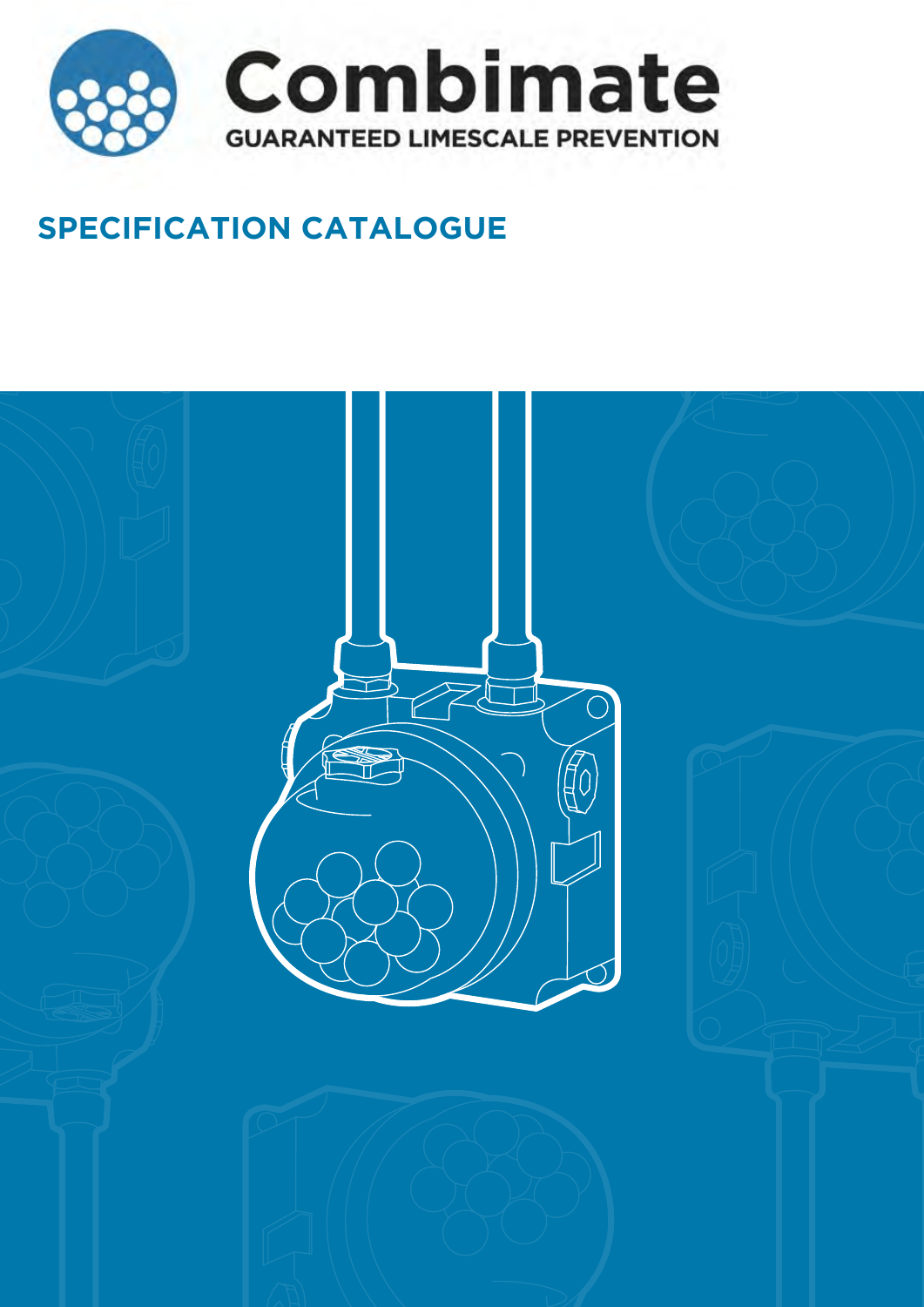# Combimate

GUARANTEED LIMESCALE PREVENTION

## SPECIFICATION CATALOGUE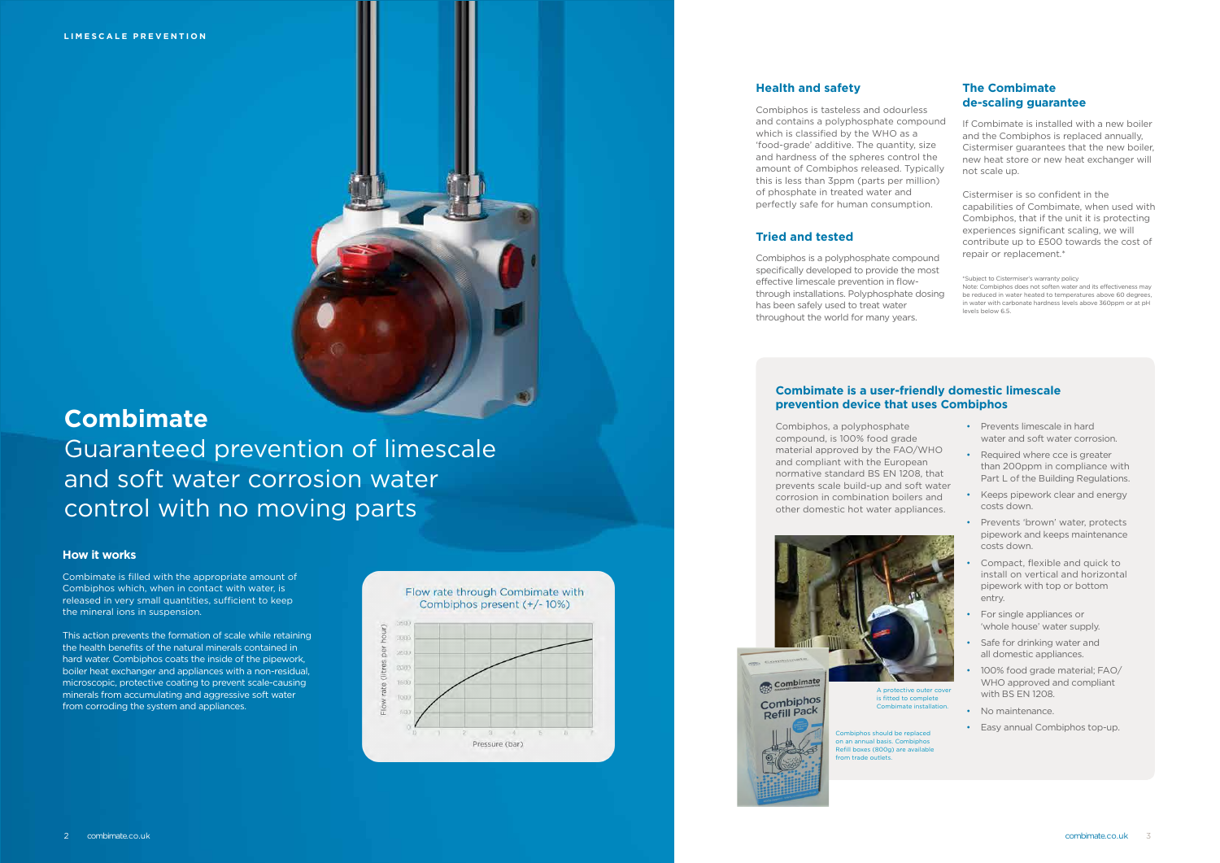LIMESCALE PREVENTION

# Combimate

Guaranteed prevention of limescale and soft water corrosion water control with no moving parts

## How it works

Combimate is filled with the appropriate amount of Combiphos which, when in contact with water, is released in very small quantities, sufficient to keep the mineral ions in suspension.

This action prevents the formation of scale while retaining the health benefits of the natural minerals contained in hard water. Combiphos coats the inside of the pipework, boiler heat exchanger and appliances with a non-residual, microscopic, protective coating to prevent scale-causing minerals from accumulating and aggressive soft water from corroding the system and appliances.

Flow rate through Combimate with Combiphos present (+/- 10%)

## Health and safety

Combiphos is tasteless and odourless and contains a polyphosphate compound which is classified by the WHO as a 'food-grade' additive. The quantity, size and hardness of the spheres control the amount of Combiphos released. Typically this is less than 3ppm (parts per million) of phosphate in treated water and perfectly safe for human consumption.

## Tried and tested

Combiphos is a polyphosphate compound specifically developed to provide the most effective limescale prevention in flow-through installations. Polyphosphate dosing has been safely used to treat water throughout the world for many years.

## The Combimate de-scaling guarantee

If Combimate is installed with a new boiler and the Combiphos is replaced annually, Cistermiser guarantees that the new boiler, new heat store or new heat exchanger will not scale up.

Cistermiser is so confident in the capabilities of Combimate, when used with Combiphos, that if the unit it is protecting experiences significant scaling, we will contribute up to £500 towards the cost of repair or replacement.*

*Subject to Cistermiser's warranty policy
Note: Combiphos does not soften water and its effectiveness may be reduced in water heated to temperatures above 60 degrees, in water with carbonate hardness levels above 360ppm or at pH levels below 6.5.

## Combimate is a user-friendly domestic limescale prevention device that uses Combiphos

Combiphos, a polyphosphate compound, is 100% food grade material approved by the FAO/WHO and compliant with the European normative standard BS EN 1208, that prevents scale build-up and soft water corrosion in combination boilers and other domestic hot water appliances.

- Prevents limescale in hard water and soft water corrosion.
- Required where cce is greater than 200ppm in compliance with Part L of the Building Regulations.
- Keeps pipework clear and energy costs down.
- Prevents 'brown' water, protects pipework and keeps maintenance costs down.
- Compact, flexible and quick to install on vertical and horizontal pipework with top or bottom entry.
- For single appliances or 'whole house' water supply.
- Safe for drinking water and all domestic appliances.
- 100% food grade material; FAO/WHO approved and compliant with BS EN 1208.
- No maintenance.
- Easy annual Combiphos top-up.

A protective outer cover is fitted to complete Combimate installation.

Combiphos should be replaced on an annual basis. Combiphos Refill boxes (800g) are available from trade outlets.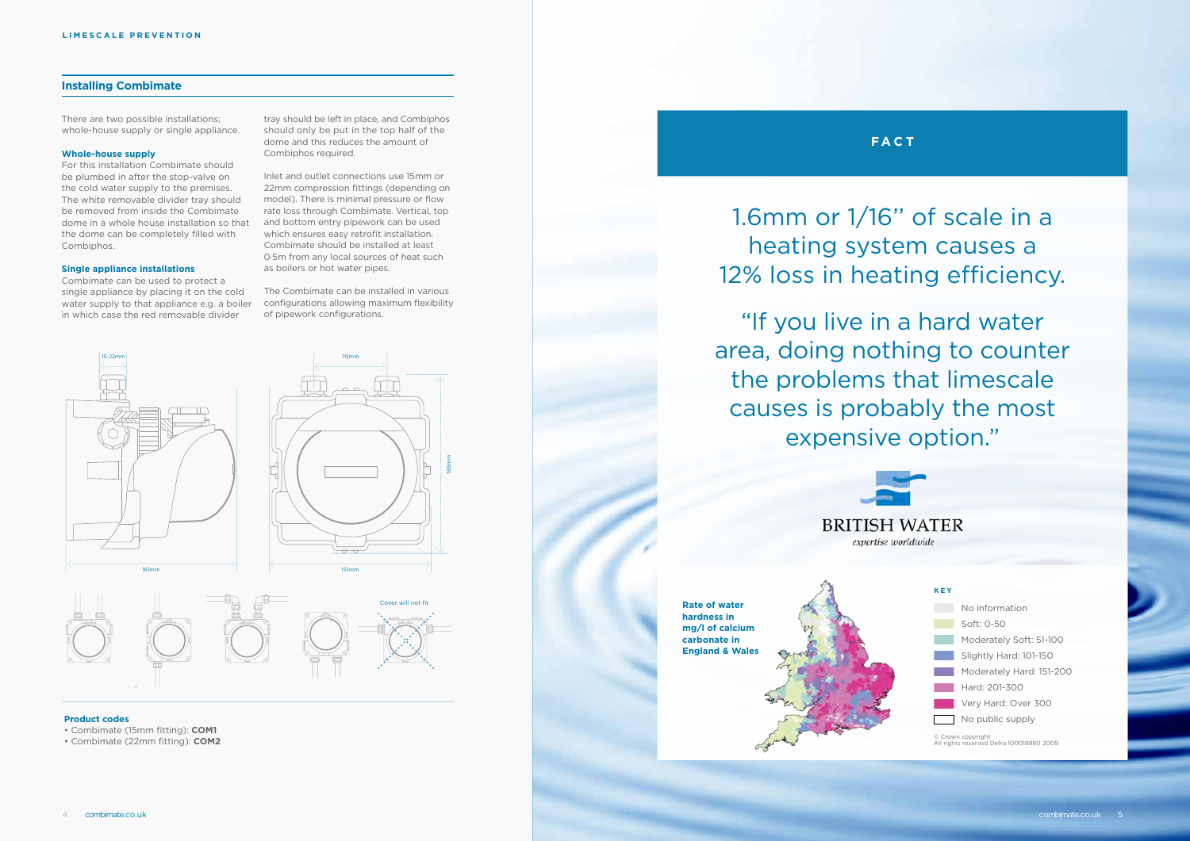## Installing Combimate

There are two possible installations; whole-house supply or single appliance.

### Whole-house supply

For this installation Combimate should be plumbed in after the stop-valve on the cold water supply to the premises. The white removable divider tray should be removed from inside the Combimate dome in a whole house installation so that the dome can be completely filled with Combiphos.

### Single appliance installations

Combimate can be used to protect a single appliance by placing it on the cold water supply to that appliance e.g. a boiler in which case the red removable divider tray should be left in place, and Combiphos should only be put in the top half of the dome and this reduces the amount of Combiphos required.

Inlet and outlet connections use 15mm or 22mm compression fittings (depending on model). There is minimal pressure or flow rate loss through Combimate. Vertical, top and bottom entry pipework can be used which ensures easy retrofit installation. Combimate should be installed at least 0·5m from any local sources of heat such as boilers or hot water pipes.

The Combimate can be installed in various configurations allowing maximum flexibility of pipework configurations.

15-22mm

70mm

165mm

161mm

151mm

Cover will not fit

### Product codes

- Combimate (15mm fitting): **COM1**
- Combimate (22mm fitting): **COM2**

## FACT

1.6mm or 1/16'' of scale in a heating system causes a 12% loss in heating efficiency.

"If you live in a hard water area, doing nothing to counter the problems that limescale causes is probably the most expensive option."

BRITISH WATER

*expertise worldwide*

**Rate of water hardness in mg/l of calcium carbonate in England & Wales**

**KEY**

- No information
- Soft: 0-50
- Moderately Soft: 51-100
- Slightly Hard: 101-150
- Moderately Hard: 151-200
- Hard: 201-300
- Very Hard: Over 300
- No public supply

© Crown copyright
All rights reserved Defra 100018880 2009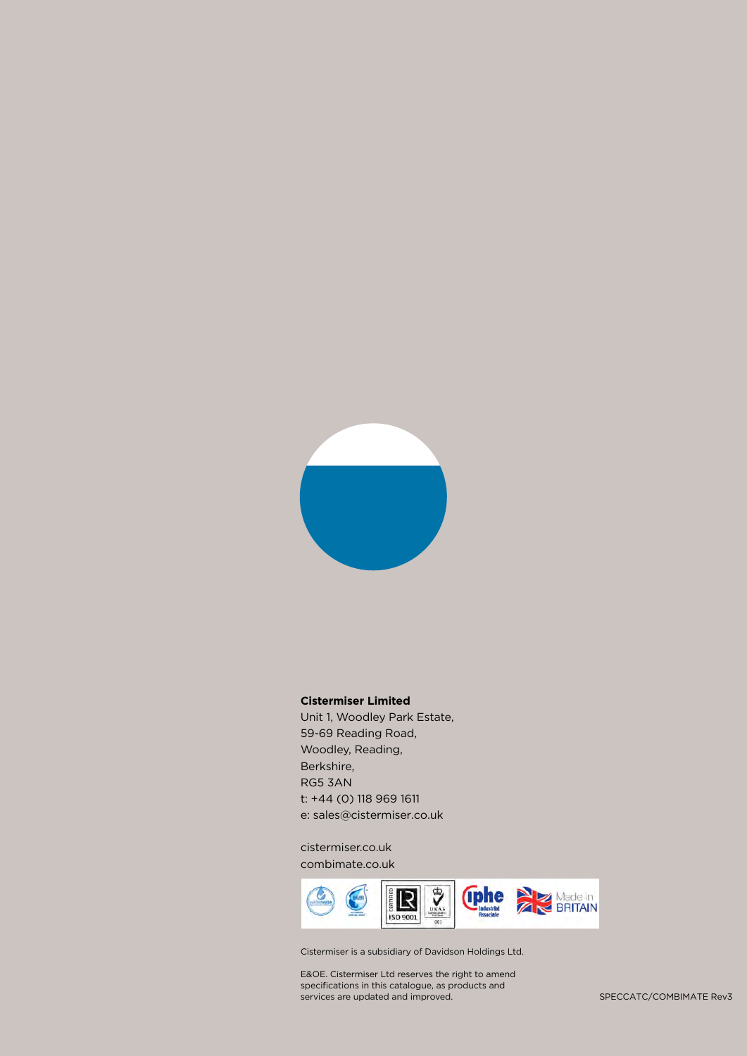**Cistermiser Limited**
Unit 1, Woodley Park Estate,
59-69 Reading Road,
Woodley, Reading,
Berkshire,
RG5 3AN
t: +44 (0) 118 969 1611
e: sales@cistermiser.co.uk

cistermiser.co.uk
combimate.co.uk

Cistermiser is a subsidiary of Davidson Holdings Ltd.

E&OE. Cistermiser Ltd reserves the right to amend specifications in this catalogue, as products and services are updated and improved.

SPECCATC/COMBIMATE Rev3